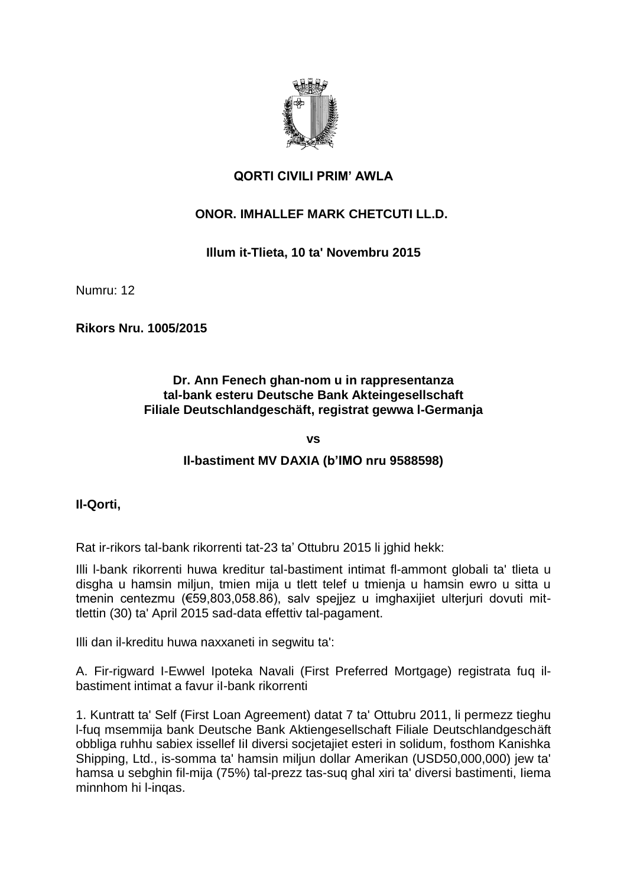**QORTI CIVILI PRIM' AWLA**

**ONOR. IMHALLEF MARK CHETCUTI LL.D.**

**Illum it-Tlieta, 10 ta' Novembru 2015**

Numru: 12

**Rikors Nru. 1005/2015**

**Dr. Ann Fenech ghan-nom u in rappresentanza tal-bank esteru Deutsche Bank Akteingesellschaft Filiale Deutschlandgeschäft, registrat gewwa l-Germanja**

**vs**

**Il-bastiment MV DAXIA (b'IMO nru 9588598)**

**Il-Qorti,**

Rat ir-rikors tal-bank rikorrenti tat-23 ta' Ottubru 2015 li jghid hekk:

Illi l-bank rikorrenti huwa kreditur tal-bastiment intimat fl-ammont globali ta' tlieta u disgha u hamsin miljun, tmien mija u tlett telef u tmienja u hamsin ewro u sitta u tmenin centezmu (€59,803,058.86), salv spejjez u imghaxijiet ulterjuri dovuti mit-tlettin (30) ta' April 2015 sad-data effettiv tal-pagament.

Illi dan il-kreditu huwa naxxaneti in segwitu ta':

A. Fir-rigward l-Ewwel Ipoteka Navali (First Preferred Mortgage) registrata fuq il-bastiment intimat a favur iI-bank rikorrenti

1. Kuntratt ta' Self (First Loan Agreement) datat 7 ta' Ottubru 2011, li permezz tieghu l-fuq msemmija bank Deutsche Bank Aktiengesellschaft Filiale Deutschlandgeschäft obbliga ruhhu sabiex issellef IiI diversi socjetajiet esteri in solidum, fosthom Kanishka Shipping, Ltd., is-somma ta' hamsin miljun dollar Amerikan (USD50,000,000) jew ta' hamsa u sebghin fil-mija (75%) tal-prezz tas-suq ghal xiri ta' diversi bastimenti, Iiema minnhom hi l-inqas.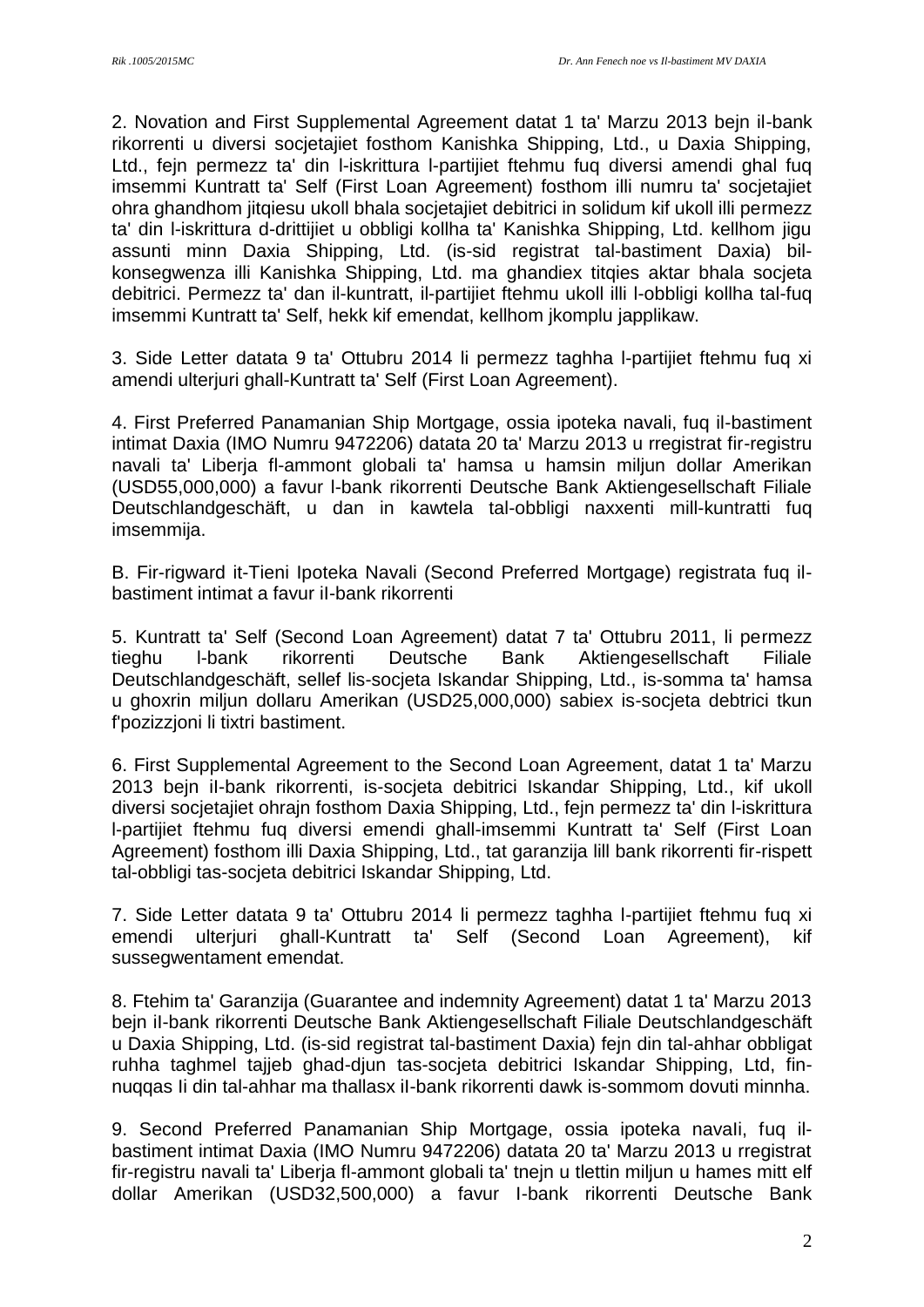2. Novation and First Supplemental Agreement datat 1 ta' Marzu 2013 bejn il-bank rikorrenti u diversi socjetajiet fosthom Kanishka Shipping, Ltd., u Daxia Shipping, Ltd., fejn permezz ta' din l-iskrittura l-partijiet ftehmu fuq diversi amendi ghal fuq imsemmi Kuntratt ta' Self (First Loan Agreement) fosthom illi numru ta' socjetajiet ohra ghandhom jitqiesu ukoll bhala socjetajiet debitrici in solidum kif ukoll illi permezz ta' din l-iskrittura d-drittijiet u obbligi kollha ta' Kanishka Shipping, Ltd. kellhom jigu assunti minn Daxia Shipping, Ltd. (is-sid registrat tal-bastiment Daxia) bil-konsegwenza illi Kanishka Shipping, Ltd. ma ghandiex titqies aktar bhala socjeta debitrici. Permezz ta' dan il-kuntratt, il-partijiet ftehmu ukoll illi l-obbligi kollha tal-fuq imsemmi Kuntratt ta' Self, hekk kif emendat, kellhom jkomplu japplikaw.

3. Side Letter datata 9 ta' Ottubru 2014 li permezz taghha l-partijiet ftehmu fuq xi amendi ulterjuri ghall-Kuntratt ta' Self (First Loan Agreement).

4. First Preferred Panamanian Ship Mortgage, ossia ipoteka navali, fuq il-bastiment intimat Daxia (IMO Numru 9472206) datata 20 ta' Marzu 2013 u rregistrat fir-registru navali ta' Liberja fl-ammont globali ta' hamsa u hamsin miljun dollar Amerikan (USD55,000,000) a favur l-bank rikorrenti Deutsche Bank Aktiengesellschaft Filiale Deutschlandgeschäft, u dan in kawtela tal-obbligi naxxenti mill-kuntratti fuq imsemmija.

B. Fir-rigward it-Tieni Ipoteka Navali (Second Preferred Mortgage) registrata fuq il-bastiment intimat a favur il-bank rikorrenti

5. Kuntratt ta' Self (Second Loan Agreement) datat 7 ta' Ottubru 2011, li permezz tieghu l-bank rikorrenti Deutsche Bank Aktiengesellschaft Filiale Deutschlandgeschäft, sellef lis-socjeta Iskandar Shipping, Ltd., is-somma ta' hamsa u ghoxrin miljun dollaru Amerikan (USD25,000,000) sabiex is-socjeta debtrici tkun f'pozizzjoni li tixtri bastiment.

6. First Supplemental Agreement to the Second Loan Agreement, datat 1 ta' Marzu 2013 bejn il-bank rikorrenti, is-socjeta debitrici Iskandar Shipping, Ltd., kif ukoll diversi socjetajiet ohrajn fosthom Daxia Shipping, Ltd., fejn permezz ta' din l-iskrittura l-partijiet ftehmu fuq diversi emendi ghall-imsemmi Kuntratt ta' Self (First Loan Agreement) fosthom illi Daxia Shipping, Ltd., tat garanzija lill bank rikorrenti fir-rispett tal-obbligi tas-socjeta debitrici Iskandar Shipping, Ltd.

7. Side Letter datata 9 ta' Ottubru 2014 li permezz taghha l-partijiet ftehmu fuq xi emendi ulterjuri ghall-Kuntratt ta' Self (Second Loan Agreement), kif sussegwentament emendat.

8. Ftehim ta' Garanzija (Guarantee and indemnity Agreement) datat 1 ta' Marzu 2013 bejn il-bank rikorrenti Deutsche Bank Aktiengesellschaft Filiale Deutschlandgeschäft u Daxia Shipping, Ltd. (is-sid registrat tal-bastiment Daxia) fejn din tal-ahhar obbligat ruhha taghmel tajjeb ghad-djun tas-socjeta debitrici Iskandar Shipping, Ltd, fin-nuqqas li din tal-ahhar ma thallasx il-bank rikorrenti dawk is-sommom dovuti minnha.

9. Second Preferred Panamanian Ship Mortgage, ossia ipoteka navali, fuq il-bastiment intimat Daxia (IMO Numru 9472206) datata 20 ta' Marzu 2013 u rregistrat fir-registru navali ta' Liberja fl-ammont globali ta' tnejn u tlettin miljun u hames mitt elf dollar Amerikan (USD32,500,000) a favur l-bank rikorrenti Deutsche Bank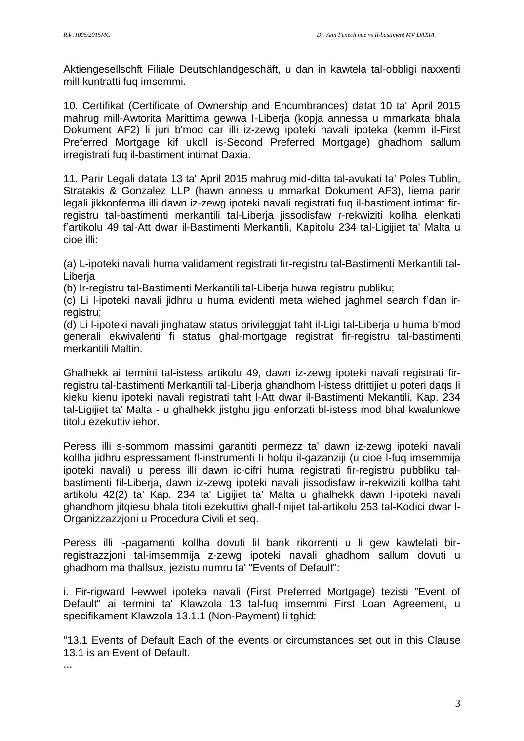Aktiengesellschft Filiale Deutschlandgeschäft, u dan in kawtela tal-obbligi naxxenti mill-kuntratti fuq imsemmi.

10. Certifikat (Certificate of Ownership and Encumbrances) datat 10 ta' April 2015 mahrug mill-Awtorita Marittima gewwa l-Liberja (kopja annessa u mmarkata bhala Dokument AF2) li juri b'mod car illi iz-zewg ipoteki navali ipoteka (kemm il-First Preferred Mortgage kif ukoll is-Second Preferred Mortgage) ghadhom sallum irregistrati fuq il-bastiment intimat Daxia.

11. Parir Legali datata 13 ta' April 2015 mahrug mid-ditta tal-avukati ta' Poles Tublin, Stratakis & Gonzalez LLP (hawn anness u mmarkat Dokument AF3), liema parir legali jikkonferma illi dawn iz-zewg ipoteki navali registrati fuq il-bastiment intimat fir-registru tal-bastimenti merkantili tal-Liberja jissodisfaw r-rekwiziti kollha elenkati f'artikolu 49 tal-Att dwar il-Bastimenti Merkantili, Kapitolu 234 tal-Ligijiet ta' Malta u cioe illi:

(a) L-ipoteki navali huma validament registrati fir-registru tal-Bastimenti Merkantili tal-Liberja

(b) Ir-registru tal-Bastimenti Merkantili tal-Liberja huwa registru publiku;

(c) Li l-ipoteki navali jidhru u huma evidenti meta wiehed jaghmel search f'dan ir-registru;

(d) Li l-ipoteki navali jinghataw status privileggjat taht il-Ligi tal-Liberja u huma b'mod generali ekwivalenti fi status ghal-mortgage registrat fir-registru tal-bastimenti merkantili Maltin.

Ghalhekk ai termini tal-istess artikolu 49, dawn iz-zewg ipoteki navali registrati fir-registru tal-bastimenti Merkantili tal-Liberja ghandhom l-istess drittijiet u poteri daqs li kieku kienu ipoteki navali registrati taht l-Att dwar il-Bastimenti Mekantili, Kap. 234 tal-Ligijiet ta' Malta - u ghalhekk jistghu jigu enforzati bl-istess mod bhal kwalunkwe titolu ezekuttiv iehor.

Peress illi s-sommom massimi garantiti permezz ta' dawn iz-zewg ipoteki navali kollha jidhru espressament fl-instrumenti li holqu il-gazanziji (u cioe l-fuq imsemmija ipoteki navali) u peress illi dawn ic-cifri huma registrati fir-registru pubbliku tal-bastimenti fil-Liberja, dawn iz-zewg ipoteki navali jissodisfaw ir-rekwiziti kollha taht artikolu 42(2) ta' Kap. 234 ta' Ligijiet ta' Malta u ghalhekk dawn l-ipoteki navali ghandhom jitqiesu bhala titoli ezekuttivi ghall-finijiet tal-artikolu 253 tal-Kodici dwar l-Organizzazzjoni u Procedura Civili et seq.

Peress illi l-pagamenti kollha dovuti lil bank rikorrenti u li gew kawtelati bir-registrazzjoni tal-imsemmija z-zewg ipoteki navali ghadhom sallum dovuti u ghadhom ma thallsux, jezistu numru ta' "Events of Default":

i. Fir-rigward l-ewwel ipoteka navali (First Preferred Mortgage) tezisti "Event of Default" ai termini ta' Klawzola 13 tal-fuq imsemmi First Loan Agreement, u specifikament Klawzola 13.1.1 (Non-Payment) li tghid:

"13.1 Events of Default Each of the events or circumstances set out in this Clause 13.1 is an Event of Default.

...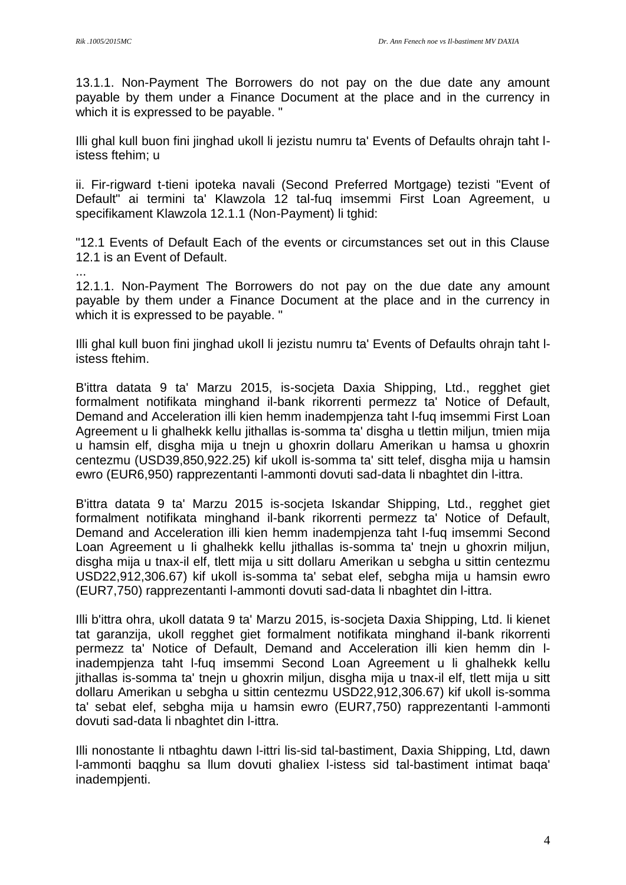13.1.1. Non-Payment The Borrowers do not pay on the due date any amount payable by them under a Finance Document at the place and in the currency in which it is expressed to be payable. "

Illi ghal kull buon fini jinghad ukoll li jezistu numru ta' Events of Defaults ohrajn taht l-istess ftehim; u

ii. Fir-rigward t-tieni ipoteka navali (Second Preferred Mortgage) tezisti "Event of Default" ai termini ta' Klawzola 12 tal-fuq imsemmi First Loan Agreement, u specifikament Klawzola 12.1.1 (Non-Payment) li tghid:

"12.1 Events of Default Each of the events or circumstances set out in this Clause 12.1 is an Event of Default.

...

12.1.1. Non-Payment The Borrowers do not pay on the due date any amount payable by them under a Finance Document at the place and in the currency in which it is expressed to be payable. "

Illi ghal kull buon fini jinghad ukoll li jezistu numru ta' Events of Defaults ohrajn taht l-istess ftehim.

B'ittra datata 9 ta' Marzu 2015, is-socjeta Daxia Shipping, Ltd., regghet giet formalment notifikata minghand il-bank rikorrenti permezz ta' Notice of Default, Demand and Acceleration illi kien hemm inadempjenza taht l-fuq imsemmi First Loan Agreement u li ghalhekk kellu jithallas is-somma ta' disgha u tlettin miljun, tmien mija u hamsin elf, disgha mija u tnejn u ghoxrin dollaru Amerikan u hamsa u ghoxrin centezmu (USD39,850,922.25) kif ukoll is-somma ta' sitt telef, disgha mija u hamsin ewro (EUR6,950) rapprezentanti l-ammonti dovuti sad-data li nbaghtet din l-ittra.

B'ittra datata 9 ta' Marzu 2015 is-socjeta Iskandar Shipping, Ltd., regghet giet formalment notifikata minghand il-bank rikorrenti permezz ta' Notice of Default, Demand and Acceleration illi kien hemm inadempjenza taht l-fuq imsemmi Second Loan Agreement u li ghalhekk kellu jithallas is-somma ta' tnejn u ghoxrin miljun, disgha mija u tnax-il elf, tlett mija u sitt dollaru Amerikan u sebgha u sittin centezmu USD22,912,306.67) kif ukoll is-somma ta' sebat elef, sebgha mija u hamsin ewro (EUR7,750) rapprezentanti l-ammonti dovuti sad-data li nbaghtet din l-ittra.

Illi b'ittra ohra, ukoll datata 9 ta' Marzu 2015, is-socjeta Daxia Shipping, Ltd. li kienet tat garanzija, ukoll regghet giet formalment notifikata minghand il-bank rikorrenti permezz ta' Notice of Default, Demand and Acceleration illi kien hemm din l-inadempjenza taht l-fuq imsemmi Second Loan Agreement u li ghalhekk kellu jithallas is-somma ta' tnejn u ghoxrin miljun, disgha mija u tnax-il elf, tlett mija u sitt dollaru Amerikan u sebgha u sittin centezmu USD22,912,306.67) kif ukoll is-somma ta' sebat elef, sebgha mija u hamsin ewro (EUR7,750) rapprezentanti l-ammonti dovuti sad-data li nbaghtet din l-ittra.

Illi nonostante li ntbaghtu dawn l-ittri lis-sid tal-bastiment, Daxia Shipping, Ltd, dawn l-ammonti baqghu sa llum dovuti ghaliex l-istess sid tal-bastiment intimat baqa' inadempjenti.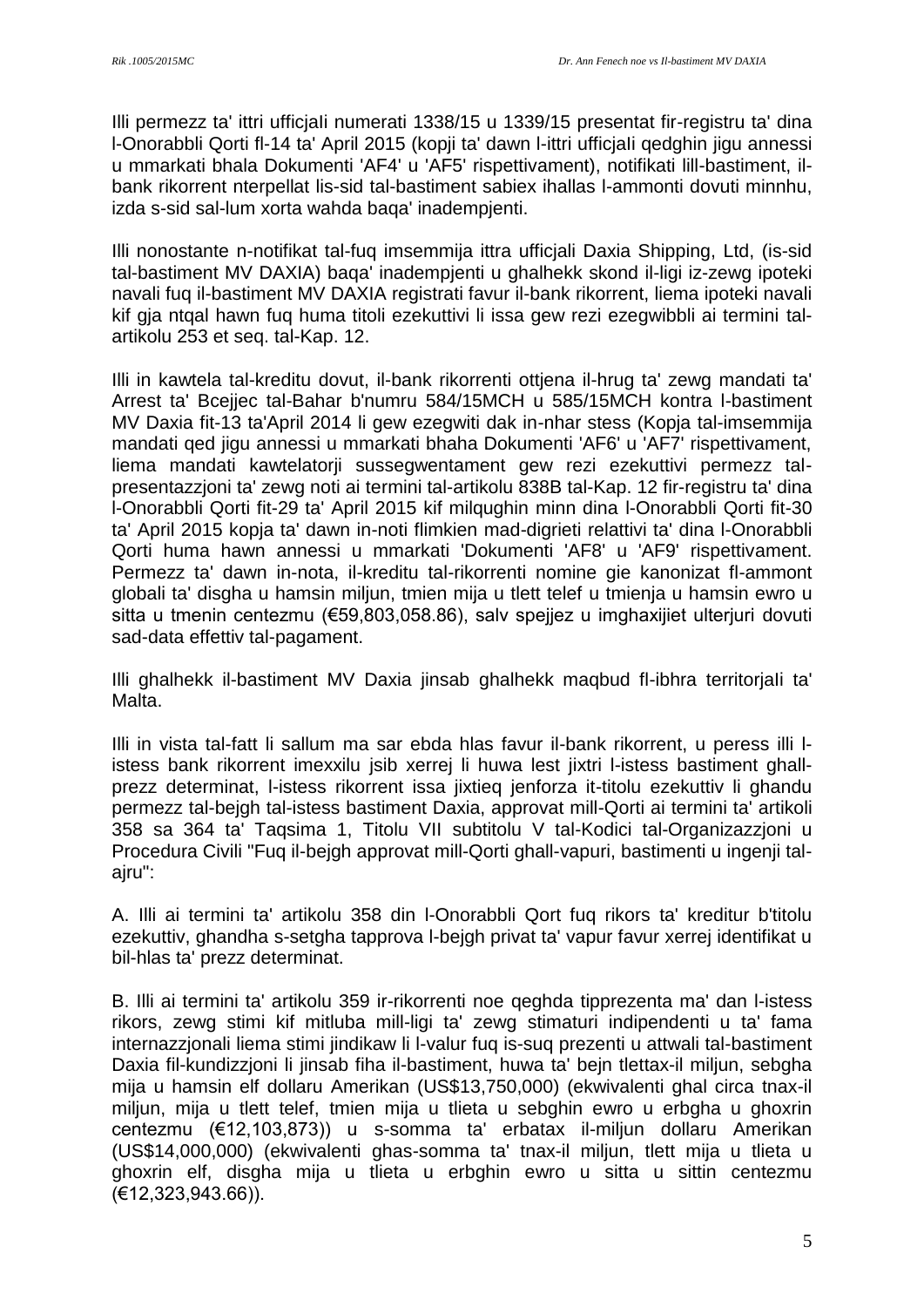Illi permezz ta' ittri ufficjali numerati 1338/15 u 1339/15 presentat fir-registru ta' dina l-Onorabbli Qorti fl-14 ta' April 2015 (kopji ta' dawn l-ittri ufficjali qedghin jigu annessi u mmarkati bhala Dokumenti 'AF4' u 'AF5' rispettivament), notifikati lill-bastiment, il-bank rikorrent nterpellat lis-sid tal-bastiment sabiex ihallas l-ammonti dovuti minnhu, izda s-sid sal-lum xorta wahda baqa' inadempjenti.

Illi nonostante n-notifikat tal-fuq imsemmija ittra ufficjali Daxia Shipping, Ltd, (is-sid tal-bastiment MV DAXIA) baqa' inadempjenti u ghalhekk skond il-ligi iz-zewg ipoteki navali fuq il-bastiment MV DAXIA registrati favur il-bank rikorrent, liema ipoteki navali kif gja ntqal hawn fuq huma titoli ezekuttivi li issa gew rezi ezegwibbli ai termini tal-artikolu 253 et seq. tal-Kap. 12.

Illi in kawtela tal-kreditu dovut, il-bank rikorrenti ottjena il-hrug ta' zewg mandati ta' Arrest ta' Bcejjec tal-Bahar b'numru 584/15MCH u 585/15MCH kontra l-bastiment MV Daxia fit-13 ta'April 2014 li gew ezegwiti dak in-nhar stess (Kopja tal-imsemmija mandati qed jigu annessi u mmarkati bhaha Dokumenti 'AF6' u 'AF7' rispettivament, liema mandati kawtelatorji sussegwentament gew rezi ezekuttivi permezz tal-presentazzjoni ta' zewg noti ai termini tal-artikolu 838B tal-Kap. 12 fir-registru ta' dina l-Onorabbli Qorti fit-29 ta' April 2015 kif milqughin minn dina l-Onorabbli Qorti fit-30 ta' April 2015 kopja ta' dawn in-noti flimkien mad-digrieti relattivi ta' dina l-Onorabbli Qorti huma hawn annessi u mmarkati 'Dokumenti 'AF8' u 'AF9' rispettivament. Permezz ta' dawn in-nota, il-kreditu tal-rikorrenti nomine gie kanonizat fl-ammont globali ta' disgha u hamsin miljun, tmien mija u tlett telef u tmienja u hamsin ewro u sitta u tmenin centezmu (€59,803,058.86), salv spejjez u imghaxijiet ulterjuri dovuti sad-data effettiv tal-pagament.

Illi ghalhekk il-bastiment MV Daxia jinsab ghalhekk maqbud fl-ibhra territorjali ta' Malta.

Illi in vista tal-fatt li sallum ma sar ebda hlas favur il-bank rikorrent, u peress illi l-istess bank rikorrent imexxilu jsib xerrej li huwa lest jixtri l-istess bastiment ghall-prezz determinat, l-istess rikorrent issa jixtieq jenforza it-titolu ezekuttiv li ghandu permezz tal-bejgh tal-istess bastiment Daxia, approvat mill-Qorti ai termini ta' artikoli 358 sa 364 ta' Taqsima 1, Titolu VII subtitolu V tal-Kodici tal-Organizazzjoni u Procedura Civili "Fuq il-bejgh approvat mill-Qorti ghall-vapuri, bastimenti u ingenji tal-ajru":

A. Illi ai termini ta' artikolu 358 din l-Onorabbli Qort fuq rikors ta' kreditur b'titolu ezekuttiv, ghandha s-setgha tapprova l-bejgh privat ta' vapur favur xerrej identifikat u bil-hlas ta' prezz determinat.

B. Illi ai termini ta' artikolu 359 ir-rikorrenti noe qeghda tipprezenta ma' dan l-istess rikors, zewg stimi kif mitluba mill-ligi ta' zewg stimaturi indipendenti u ta' fama internazzjonali liema stimi jindikaw li l-valur fuq is-suq prezenti u attwali tal-bastiment Daxia fil-kundizzjoni li jinsab fiha il-bastiment, huwa ta' bejn tlettax-il miljun, sebgha mija u hamsin elf dollaru Amerikan (US$13,750,000) (ekwivalenti ghal circa tnax-il miljun, mija u tlett telef, tmien mija u tlieta u sebghin ewro u erbgha u ghoxrin centezmu (€12,103,873)) u s-somma ta' erbatax il-miljun dollaru Amerikan (US$14,000,000) (ekwivalenti ghas-somma ta' tnax-il miljun, tlett mija u tlieta u ghoxrin elf, disgha mija u tlieta u erbghin ewro u sitta u sittin centezmu (€12,323,943.66)).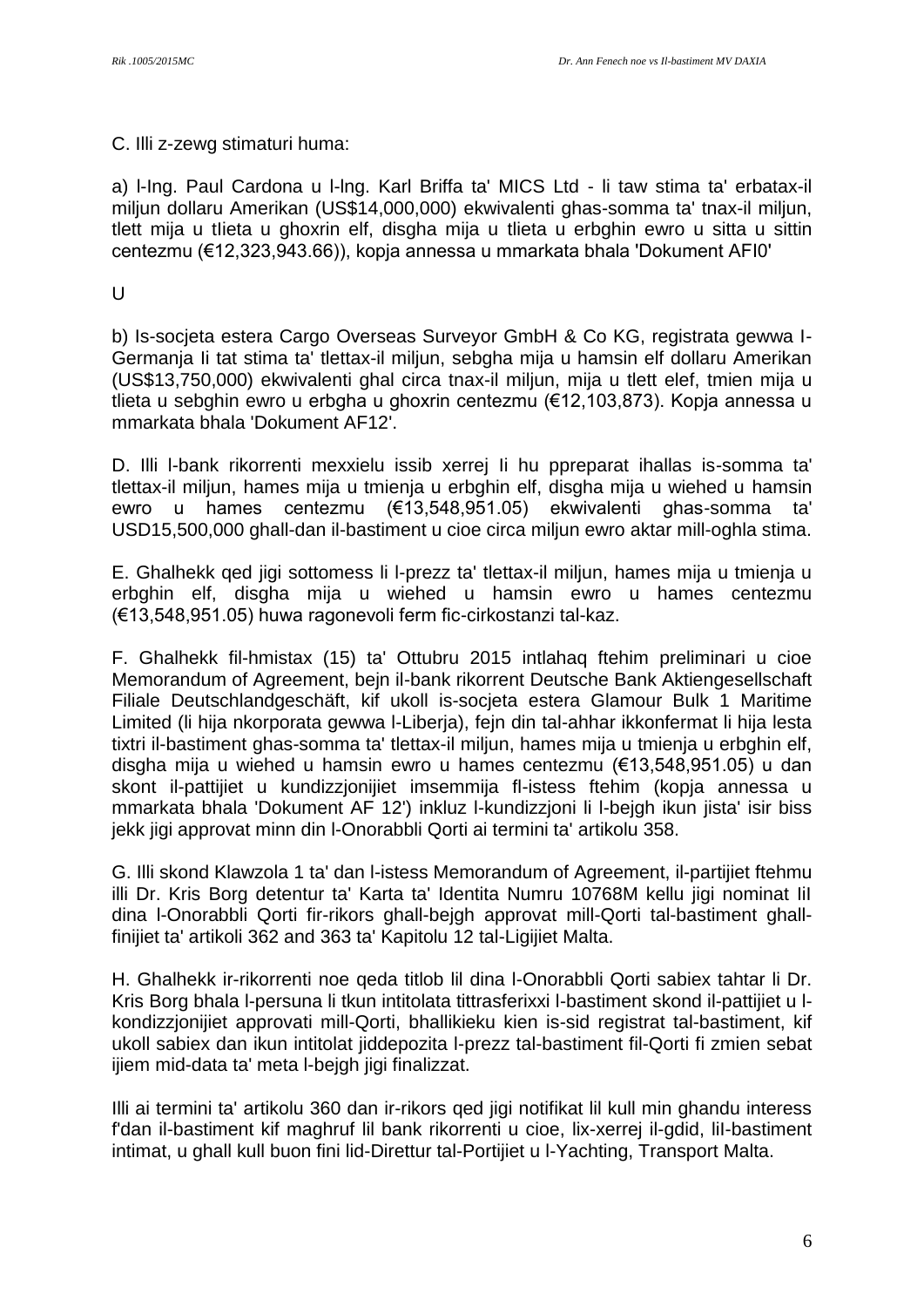C. Illi z-zewg stimaturi huma:

a) l-Ing. Paul Cardona u l-Ing. Karl Briffa ta' MICS Ltd - li taw stima ta' erbatax-il miljun dollaru Amerikan (US$14,000,000) ekwivalenti ghas-somma ta' tnax-il miljun, tlett mija u tlieta u ghoxrin elf, disgha mija u tlieta u erbghin ewro u sitta u sittin centezmu (€12,323,943.66)), kopja annessa u mmarkata bhala 'Dokument AFI0'

U

b) Is-socjeta estera Cargo Overseas Surveyor GmbH & Co KG, registrata gewwa l-Germanja li tat stima ta' tlettax-il miljun, sebgha mija u hamsin elf dollaru Amerikan (US$13,750,000) ekwivalenti ghal circa tnax-il miljun, mija u tlett elef, tmien mija u tlieta u sebghin ewro u erbgha u ghoxrin centezmu (€12,103,873). Kopja annessa u mmarkata bhala 'Dokument AF12'.

D. Illi l-bank rikorrenti mexxielu issib xerrej li hu ppreparat ihallas is-somma ta' tlettax-il miljun, hames mija u tmienja u erbghin elf, disgha mija u wiehed u hamsin ewro u hames centezmu (€13,548,951.05) ekwivalenti ghas-somma ta' USD15,500,000 ghall-dan il-bastiment u cioe circa miljun ewro aktar mill-oghla stima.

E. Ghalhekk qed jigi sottomess li l-prezz ta' tlettax-il miljun, hames mija u tmienja u erbghin elf, disgha mija u wiehed u hamsin ewro u hames centezmu (€13,548,951.05) huwa ragonevoli ferm fic-cirkostanzi tal-kaz.

F. Ghalhekk fil-hmistax (15) ta' Ottubru 2015 intlahaq ftehim preliminari u cioe Memorandum of Agreement, bejn il-bank rikorrent Deutsche Bank Aktiengesellschaft Filiale Deutschlandgeschäft, kif ukoll is-socjeta estera Glamour Bulk 1 Maritime Limited (li hija nkorporata gewwa l-Liberja), fejn din tal-ahhar ikkonfermat li hija lesta tixtri il-bastiment ghas-somma ta' tlettax-il miljun, hames mija u tmienja u erbghin elf, disgha mija u wiehed u hamsin ewro u hames centezmu (€13,548,951.05) u dan skont il-pattijiet u kundizzjonijiet imsemmija fl-istess ftehim (kopja annessa u mmarkata bhala 'Dokument AF 12') inkluz l-kundizzjoni li l-bejgh ikun jista' isir biss jekk jigi approvat minn din l-Onorabbli Qorti ai termini ta' artikolu 358.

G. Illi skond Klawzola 1 ta' dan l-istess Memorandum of Agreement, il-partijiet ftehmu illi Dr. Kris Borg detentur ta' Karta ta' Identita Numru 10768M kellu jigi nominat lil dina l-Onorabbli Qorti fir-rikors ghall-bejgh approvat mill-Qorti tal-bastiment ghall-finijiet ta' artikoli 362 and 363 ta' Kapitolu 12 tal-Ligijiet Malta.

H. Ghalhekk ir-rikorrenti noe qeda titlob lil dina l-Onorabbli Qorti sabiex tahtar li Dr. Kris Borg bhala l-persuna li tkun intitolata tittrasferixxi l-bastiment skond il-pattijiet u l-kondizzjonijiet approvati mill-Qorti, bhallikieku kien is-sid registrat tal-bastiment, kif ukoll sabiex dan ikun intitolat jiddepozita l-prezz tal-bastiment fil-Qorti fi zmien sebat ijiem mid-data ta' meta l-bejgh jigi finalizzat.

Illi ai termini ta' artikolu 360 dan ir-rikors qed jigi notifikat lil kull min ghandu interess f'dan il-bastiment kif maghruf lil bank rikorrenti u cioe, lix-xerrej il-gdid, lil-bastiment intimat, u ghall kull buon fini lid-Direttur tal-Portijiet u l-Yachting, Transport Malta.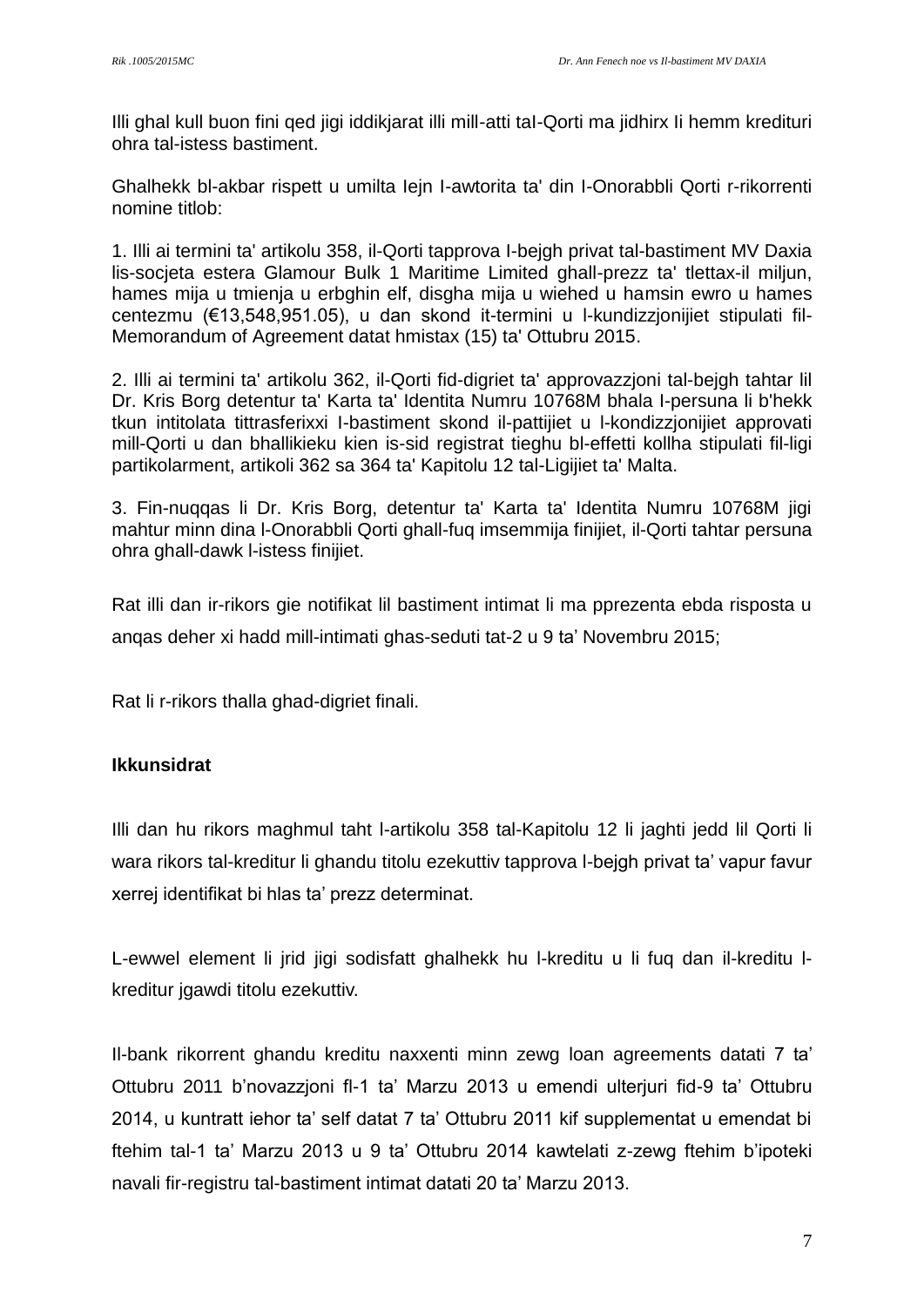Illi ghal kull buon fini qed jigi iddikjarat illi mill-atti taI-Qorti ma jidhirx Ii hemm kredituri ohra tal-istess bastiment.

Ghalhekk bl-akbar rispett u umilta Iejn I-awtorita ta' din I-Onorabbli Qorti r-rikorrenti nomine titlob:

1. Illi ai termini ta' artikolu 358, il-Qorti tapprova I-bejgh privat tal-bastiment MV Daxia lis-socjeta estera Glamour Bulk 1 Maritime Limited ghall-prezz ta' tlettax-il miljun, hames mija u tmienja u erbghin elf, disgha mija u wiehed u hamsin ewro u hames centezmu (€13,548,951.05), u dan skond it-termini u l-kundizzjonijiet stipulati fil-Memorandum of Agreement datat hmistax (15) ta' Ottubru 2015.

2. Illi ai termini ta' artikolu 362, il-Qorti fid-digriet ta' approvazzjoni tal-bejgh tahtar lil Dr. Kris Borg detentur ta' Karta ta' Identita Numru 10768M bhala I-persuna li b'hekk tkun intitolata tittrasferixxi I-bastiment skond il-pattijiet u l-kondizzjonijiet approvati mill-Qorti u dan bhallikieku kien is-sid registrat tieghu bl-effetti kollha stipulati fil-ligi partikolarment, artikoli 362 sa 364 ta' Kapitolu 12 tal-Ligijiet ta' Malta.

3. Fin-nuqqas li Dr. Kris Borg, detentur ta' Karta ta' Identita Numru 10768M jigi mahtur minn dina l-Onorabbli Qorti ghall-fuq imsemmija finijiet, il-Qorti tahtar persuna ohra ghall-dawk l-istess finijiet.

Rat illi dan ir-rikors gie notifikat lil bastiment intimat li ma pprezenta ebda risposta u anqas deher xi hadd mill-intimati ghas-seduti tat-2 u 9 ta' Novembru 2015;

Rat li r-rikors thalla ghad-digriet finali.

**Ikkunsidrat**

Illi dan hu rikors maghmul taht l-artikolu 358 tal-Kapitolu 12 li jaghti jedd lil Qorti li wara rikors tal-kreditur li ghandu titolu ezekuttiv tapprova l-bejgh privat ta' vapur favur xerrej identifikat bi hlas ta' prezz determinat.

L-ewwel element li jrid jigi sodisfatt ghalhekk hu l-kreditu u li fuq dan il-kreditu l-kreditur jgawdi titolu ezekuttiv.

Il-bank rikorrent ghandu kreditu naxxenti minn zewg loan agreements datati 7 ta' Ottubru 2011 b'novazzjoni fl-1 ta' Marzu 2013 u emendi ulterjuri fid-9 ta' Ottubru 2014, u kuntratt iehor ta' self datat 7 ta' Ottubru 2011 kif supplementat u emendat bi ftehim tal-1 ta' Marzu 2013 u 9 ta' Ottubru 2014 kawtelati z-zewg ftehim b'ipoteki navali fir-registru tal-bastiment intimat datati 20 ta' Marzu 2013.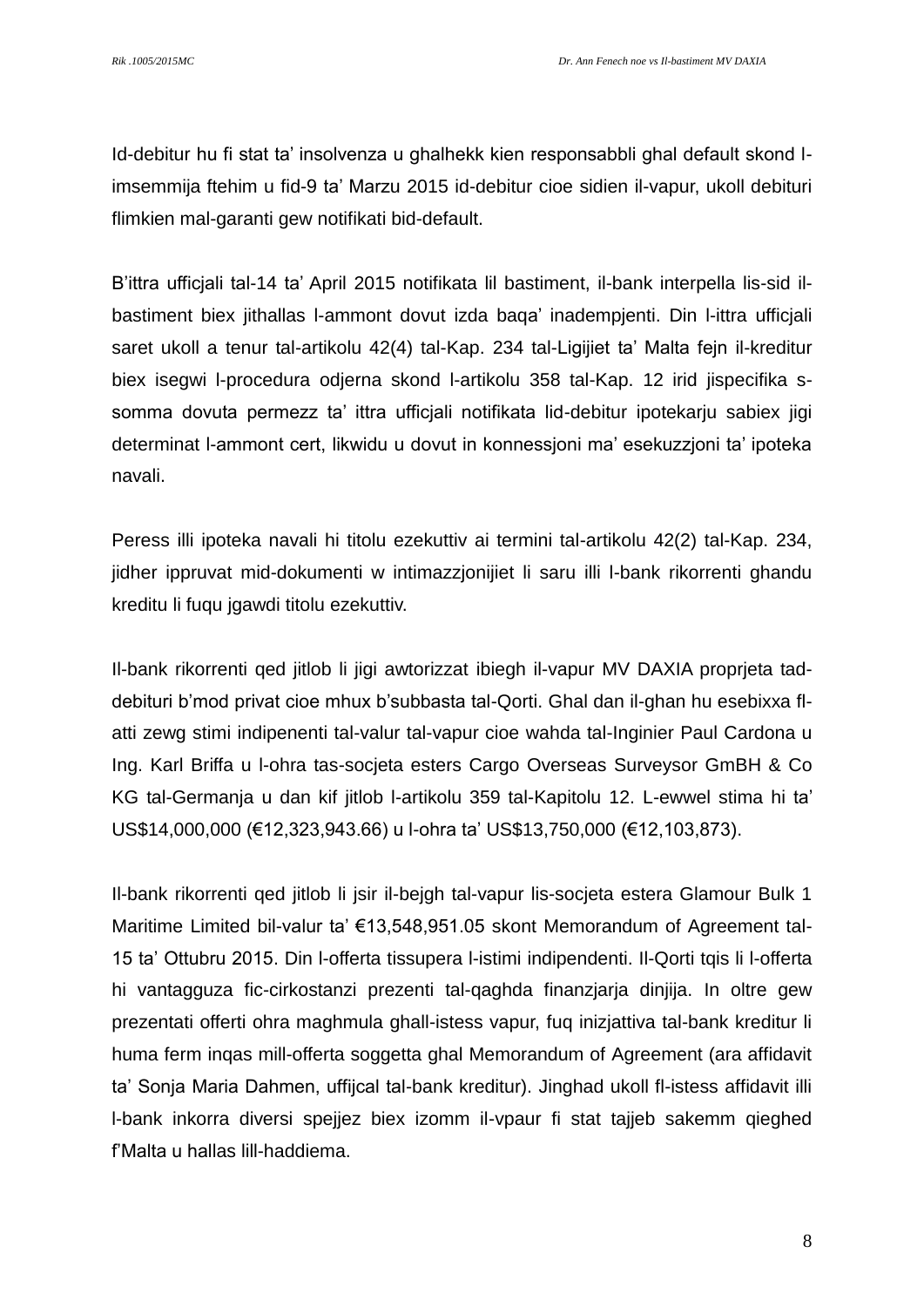Id-debitur hu fi stat ta' insolvenza u ghalhekk kien responsabbli ghal default skond l-imsemmija ftehim u fid-9 ta' Marzu 2015 id-debitur cioe sidien il-vapur, ukoll debituri flimkien mal-garanti gew notifikati bid-default.

B'ittra ufficjali tal-14 ta' April 2015 notifikata lil bastiment, il-bank interpella lis-sid il-bastiment biex jithallas l-ammont dovut izda baqa' inadempjenti. Din l-ittra ufficjali saret ukoll a tenur tal-artikolu 42(4) tal-Kap. 234 tal-Ligijiet ta' Malta fejn il-kreditur biex isegwi l-procedura odjerna skond l-artikolu 358 tal-Kap. 12 irid jispecifika s-somma dovuta permezz ta' ittra ufficjali notifikata lid-debitur ipotekarju sabiex jigi determinat l-ammont cert, likwidu u dovut in konnessjoni ma' esekuzzjoni ta' ipoteka navali.

Peress illi ipoteka navali hi titolu ezekuttiv ai termini tal-artikolu 42(2) tal-Kap. 234, jidher ippruvat mid-dokumenti w intimazzjonijiet li saru illi l-bank rikorrenti ghandu kreditu li fuqu jgawdi titolu ezekuttiv.

Il-bank rikorrenti qed jitlob li jigi awtorizzat ibiegh il-vapur MV DAXIA proprjeta tad-debituri b'mod privat cioe mhux b'subbasta tal-Qorti. Ghal dan il-ghan hu esebixxa fl-atti zewg stimi indipenenti tal-valur tal-vapur cioe wahda tal-Inginier Paul Cardona u Ing. Karl Briffa u l-ohra tas-socjeta esters Cargo Overseas Surveysor GmBH & Co KG tal-Germanja u dan kif jitlob l-artikolu 359 tal-Kapitolu 12. L-ewwel stima hi ta' US$14,000,000 (€12,323,943.66) u l-ohra ta' US$13,750,000 (€12,103,873).

Il-bank rikorrenti qed jitlob li jsir il-bejgh tal-vapur lis-socjeta estera Glamour Bulk 1 Maritime Limited bil-valur ta' €13,548,951.05 skont Memorandum of Agreement tal-15 ta' Ottubru 2015. Din l-offerta tissupera l-istimi indipendenti. Il-Qorti tqis li l-offerta hi vantagguza fic-cirkostanzi prezenti tal-qaghda finanzjarja dinjija. In oltre gew prezentati offerti ohra maghmula ghall-istess vapur, fuq inizjattiva tal-bank kreditur li huma ferm inqas mill-offerta soggetta ghal Memorandum of Agreement (ara affidavit ta' Sonja Maria Dahmen, uffijcal tal-bank kreditur). Jinghad ukoll fl-istess affidavit illi l-bank inkorra diversi spejjez biex izomm il-vpaur fi stat tajjeb sakemm qieghed f'Malta u hallas lill-haddiema.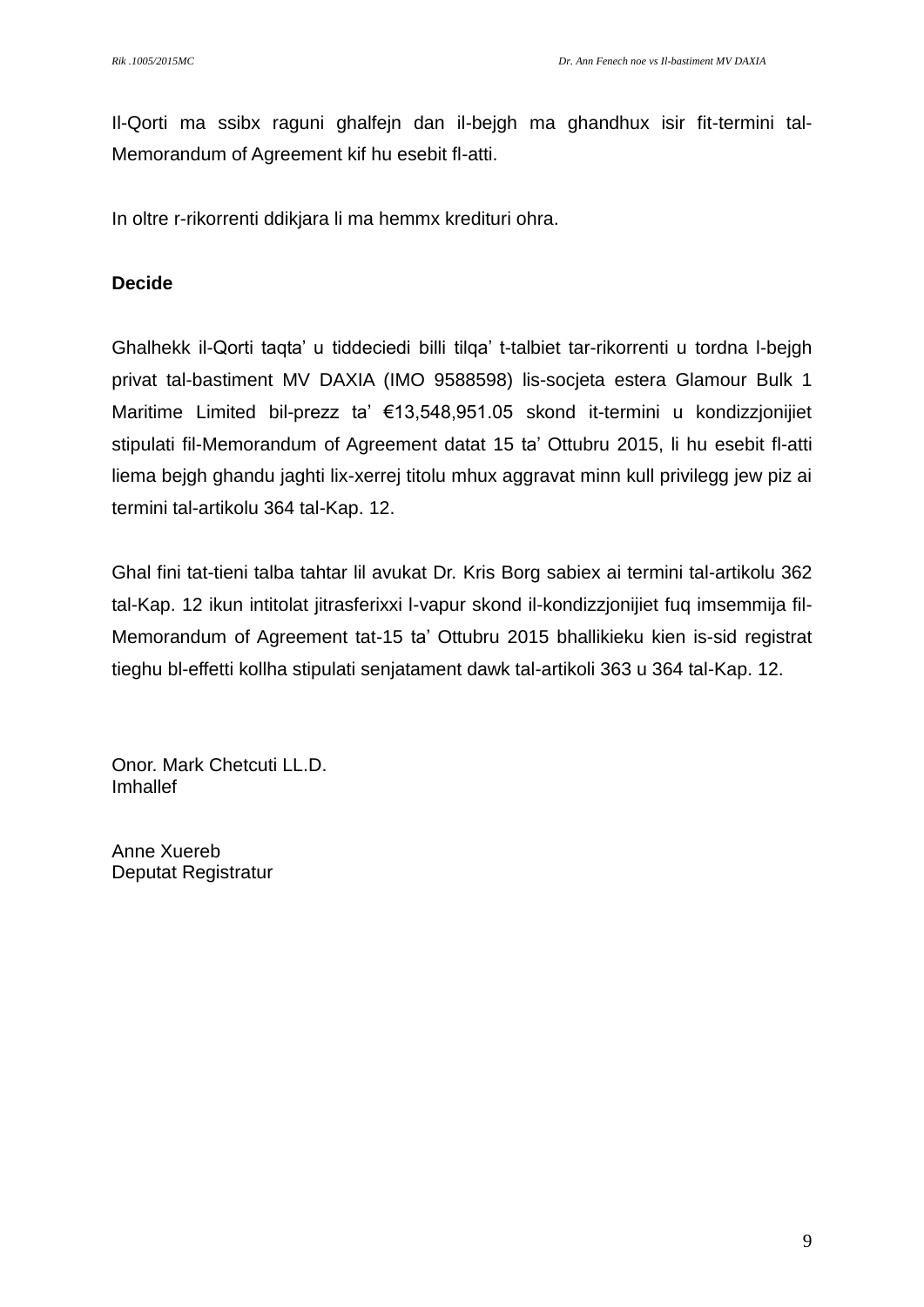Il-Qorti ma ssibx raguni ghalfejn dan il-bejgh ma ghandhux isir fit-termini tal-Memorandum of Agreement kif hu esebit fl-atti.

In oltre r-rikorrenti ddikjara li ma hemmx kredituri ohra.

**Decide**

Ghalhekk il-Qorti taqta' u tiddeciedi billi tilqa' t-talbiet tar-rikorrenti u tordna l-bejgh privat tal-bastiment MV DAXIA (IMO 9588598) lis-socjeta estera Glamour Bulk 1 Maritime Limited bil-prezz ta' €13,548,951.05 skond it-termini u kondizzjonijiet stipulati fil-Memorandum of Agreement datat 15 ta' Ottubru 2015, li hu esebit fl-atti liema bejgh ghandu jaghti lix-xerrej titolu mhux aggravat minn kull privilegg jew piz ai termini tal-artikolu 364 tal-Kap. 12.

Ghal fini tat-tieni talba tahtar lil avukat Dr. Kris Borg sabiex ai termini tal-artikolu 362 tal-Kap. 12 ikun intitolat jitrasferixxi l-vapur skond il-kondizzjonijiet fuq imsemmija fil-Memorandum of Agreement tat-15 ta' Ottubru 2015 bhallikieku kien is-sid registrat tieghu bl-effetti kollha stipulati senjatament dawk tal-artikoli 363 u 364 tal-Kap. 12.

Onor. Mark Chetcuti LL.D.
Imhallef

Anne Xuereb
Deputat Registratur